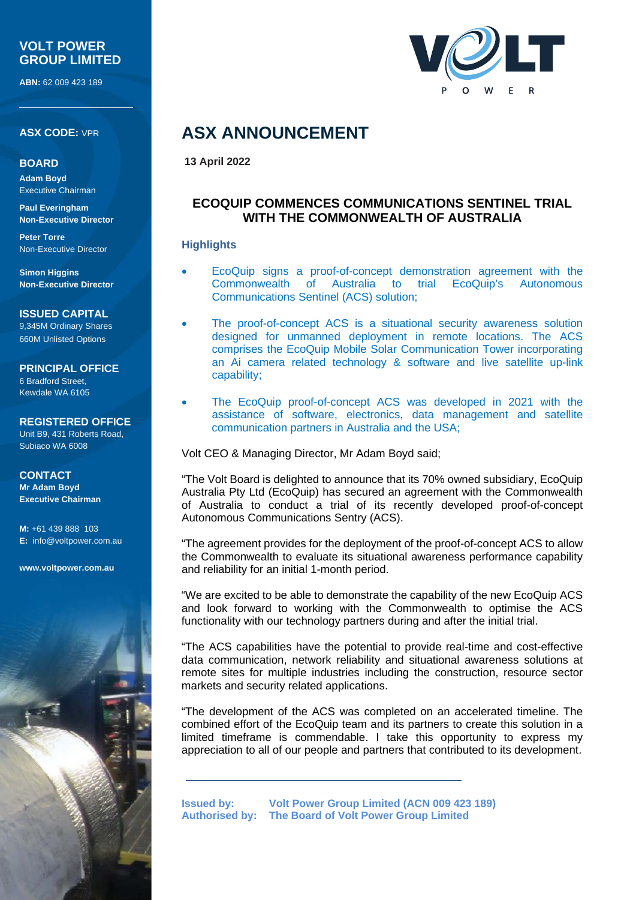**VOLT POWER GROUP LIMITED**

**ABN:** 62 009 423 189

**ASX CODE:** VPR

**BOARD**

**Adam Boyd**
Executive Chairman

**Paul Everingham**
**Non-Executive Director**

**Peter Torre**
Non-Executive Director

**Simon Higgins**
**Non-Executive Director**

**ISSUED CAPITAL**
9,345M Ordinary Shares
660M Unlisted Options

**PRINCIPAL OFFICE**
6 Bradford Street,
Kewdale WA 6105

**REGISTERED OFFICE**
Unit B9, 431 Roberts Road,
Subiaco WA 6008

**CONTACT**
**Mr Adam Boyd**
**Executive Chairman**

**M:** +61 439 888 103
**E:** info@voltpower.com.au

**www.voltpower.com.au**

# ASX ANNOUNCEMENT

**13 April 2022**

## ECOQUIP COMMENCES COMMUNICATIONS SENTINEL TRIAL WITH THE COMMONWEALTH OF AUSTRALIA

### Highlights

- EcoQuip signs a proof-of-concept demonstration agreement with the Commonwealth of Australia to trial EcoQuip's Autonomous Communications Sentinel (ACS) solution;
- The proof-of-concept ACS is a situational security awareness solution designed for unmanned deployment in remote locations. The ACS comprises the EcoQuip Mobile Solar Communication Tower incorporating an Ai camera related technology & software and live satellite up-link capability;
- The EcoQuip proof-of-concept ACS was developed in 2021 with the assistance of software, electronics, data management and satellite communication partners in Australia and the USA;

Volt CEO & Managing Director, Mr Adam Boyd said;

"The Volt Board is delighted to announce that its 70% owned subsidiary, EcoQuip Australia Pty Ltd (EcoQuip) has secured an agreement with the Commonwealth of Australia to conduct a trial of its recently developed proof-of-concept Autonomous Communications Sentry (ACS).

"The agreement provides for the deployment of the proof-of-concept ACS to allow the Commonwealth to evaluate its situational awareness performance capability and reliability for an initial 1-month period.

"We are excited to be able to demonstrate the capability of the new EcoQuip ACS and look forward to working with the Commonwealth to optimise the ACS functionality with our technology partners during and after the initial trial.

"The ACS capabilities have the potential to provide real-time and cost-effective data communication, network reliability and situational awareness solutions at remote sites for multiple industries including the construction, resource sector markets and security related applications.

"The development of the ACS was completed on an accelerated timeline. The combined effort of the EcoQuip team and its partners to create this solution in a limited timeframe is commendable. I take this opportunity to express my appreciation to all of our people and partners that contributed to its development.

**Issued by:** **Volt Power Group Limited (ACN 009 423 189)**
**Authorised by:** **The Board of Volt Power Group Limited**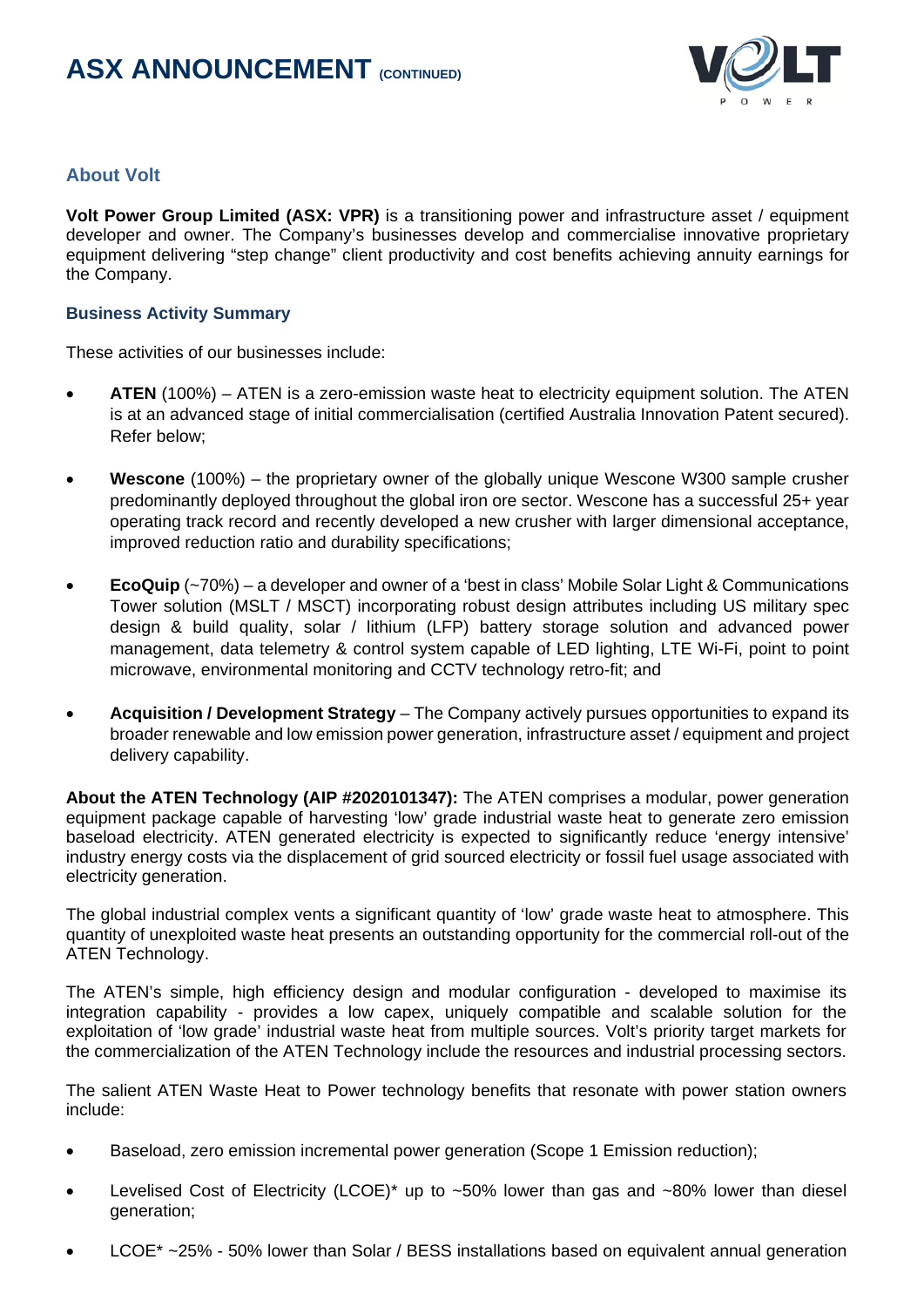## About Volt

**Volt Power Group Limited (ASX: VPR)** is a transitioning power and infrastructure asset / equipment developer and owner. The Company's businesses develop and commercialise innovative proprietary equipment delivering "step change" client productivity and cost benefits achieving annuity earnings for the Company.

### Business Activity Summary

These activities of our businesses include:

- **ATEN** (100%) – ATEN is a zero-emission waste heat to electricity equipment solution. The ATEN is at an advanced stage of initial commercialisation (certified Australia Innovation Patent secured). Refer below;

- **Wescone** (100%) – the proprietary owner of the globally unique Wescone W300 sample crusher predominantly deployed throughout the global iron ore sector. Wescone has a successful 25+ year operating track record and recently developed a new crusher with larger dimensional acceptance, improved reduction ratio and durability specifications;

- **EcoQuip** (~70%) – a developer and owner of a 'best in class' Mobile Solar Light & Communications Tower solution (MSLT / MSCT) incorporating robust design attributes including US military spec design & build quality, solar / lithium (LFP) battery storage solution and advanced power management, data telemetry & control system capable of LED lighting, LTE Wi-Fi, point to point microwave, environmental monitoring and CCTV technology retro-fit; and

- **Acquisition / Development Strategy** – The Company actively pursues opportunities to expand its broader renewable and low emission power generation, infrastructure asset / equipment and project delivery capability.

**About the ATEN Technology (AIP #2020101347):** The ATEN comprises a modular, power generation equipment package capable of harvesting 'low' grade industrial waste heat to generate zero emission baseload electricity. ATEN generated electricity is expected to significantly reduce 'energy intensive' industry energy costs via the displacement of grid sourced electricity or fossil fuel usage associated with electricity generation.

The global industrial complex vents a significant quantity of 'low' grade waste heat to atmosphere. This quantity of unexploited waste heat presents an outstanding opportunity for the commercial roll-out of the ATEN Technology.

The ATEN's simple, high efficiency design and modular configuration - developed to maximise its integration capability - provides a low capex, uniquely compatible and scalable solution for the exploitation of 'low grade' industrial waste heat from multiple sources. Volt's priority target markets for the commercialization of the ATEN Technology include the resources and industrial processing sectors.

The salient ATEN Waste Heat to Power technology benefits that resonate with power station owners include:

- Baseload, zero emission incremental power generation (Scope 1 Emission reduction);

- Levelised Cost of Electricity (LCOE)* up to ~50% lower than gas and ~80% lower than diesel generation;

- LCOE* ~25% - 50% lower than Solar / BESS installations based on equivalent annual generation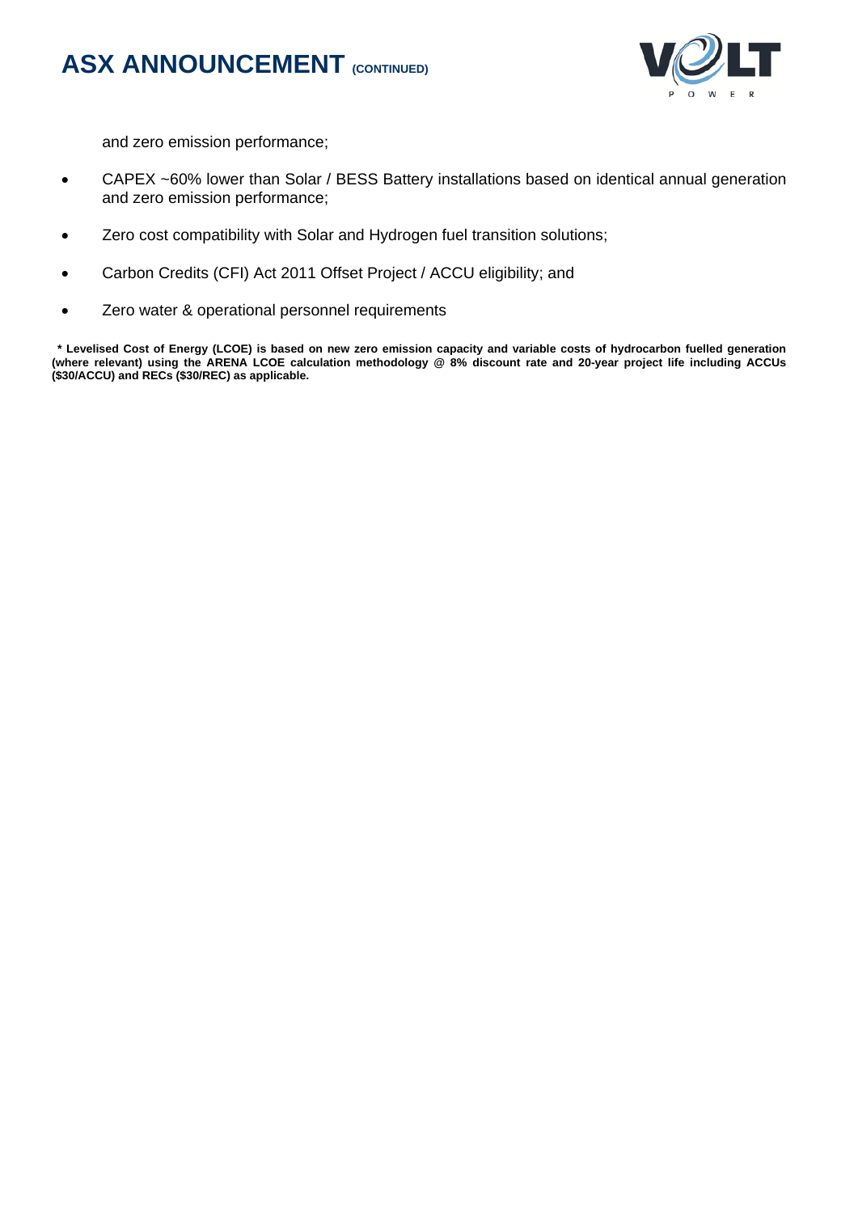and zero emission performance;

- CAPEX ~60% lower than Solar / BESS Battery installations based on identical annual generation and zero emission performance;
- Zero cost compatibility with Solar and Hydrogen fuel transition solutions;
- Carbon Credits (CFI) Act 2011 Offset Project / ACCU eligibility; and
- Zero water & operational personnel requirements

**\* Levelised Cost of Energy (LCOE) is based on new zero emission capacity and variable costs of hydrocarbon fuelled generation (where relevant) using the ARENA LCOE calculation methodology @ 8% discount rate and 20-year project life including ACCUs ($30/ACCU) and RECs ($30/REC) as applicable.**